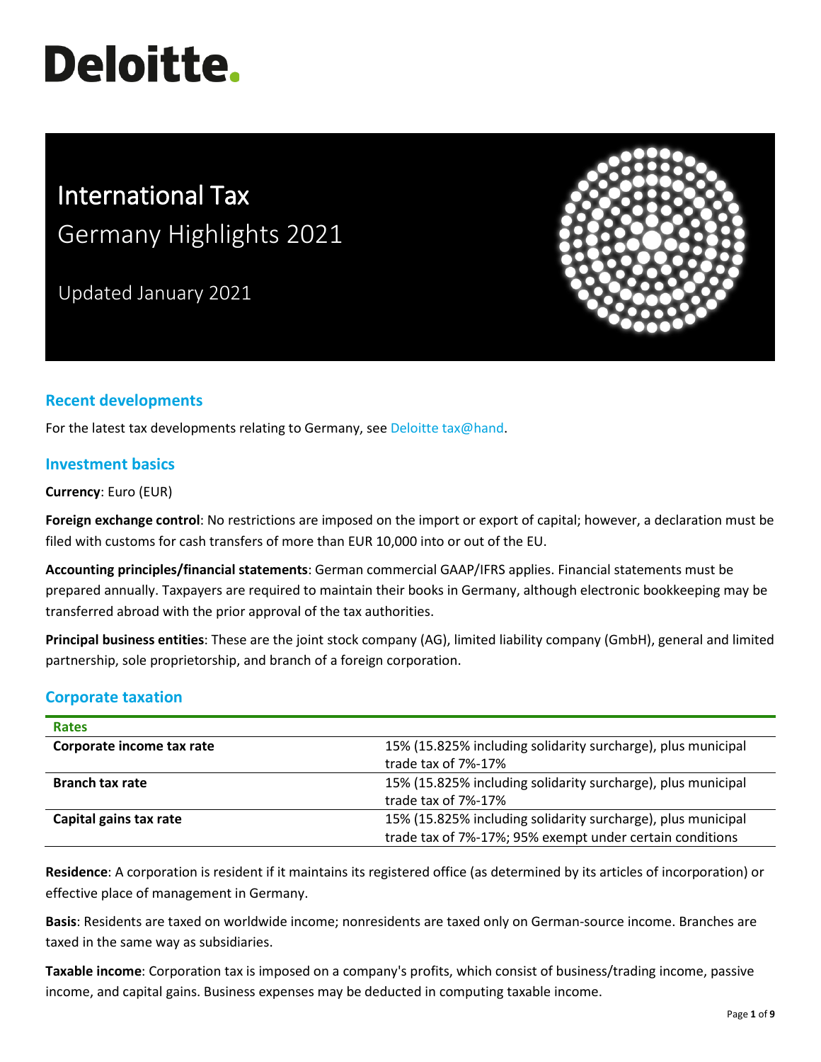# Deloitte.

# International Tax

## Germany Highlights 2021

Updated January 2021

## Recent developments

For the latest tax developments relating to Germany, see Deloitte tax@hand.

## Investment basics

**Currency**: Euro (EUR)

**Foreign exchange control**: No restrictions are imposed on the import or export of capital; however, a declaration must be filed with customs for cash transfers of more than EUR 10,000 into or out of the EU.

**Accounting principles/financial statements**: German commercial GAAP/IFRS applies. Financial statements must be prepared annually. Taxpayers are required to maintain their books in Germany, although electronic bookkeeping may be transferred abroad with the prior approval of the tax authorities.

**Principal business entities**: These are the joint stock company (AG), limited liability company (GmbH), general and limited partnership, sole proprietorship, and branch of a foreign corporation.

## Corporate taxation

| Rates | |
|---|---|
| **Corporate income tax rate** | 15% (15.825% including solidarity surcharge), plus municipal trade tax of 7%-17% |
| **Branch tax rate** | 15% (15.825% including solidarity surcharge), plus municipal trade tax of 7%-17% |
| **Capital gains tax rate** | 15% (15.825% including solidarity surcharge), plus municipal trade tax of 7%-17%; 95% exempt under certain conditions |

**Residence**: A corporation is resident if it maintains its registered office (as determined by its articles of incorporation) or effective place of management in Germany.

**Basis**: Residents are taxed on worldwide income; nonresidents are taxed only on German-source income. Branches are taxed in the same way as subsidiaries.

**Taxable income**: Corporation tax is imposed on a company's profits, which consist of business/trading income, passive income, and capital gains. Business expenses may be deducted in computing taxable income.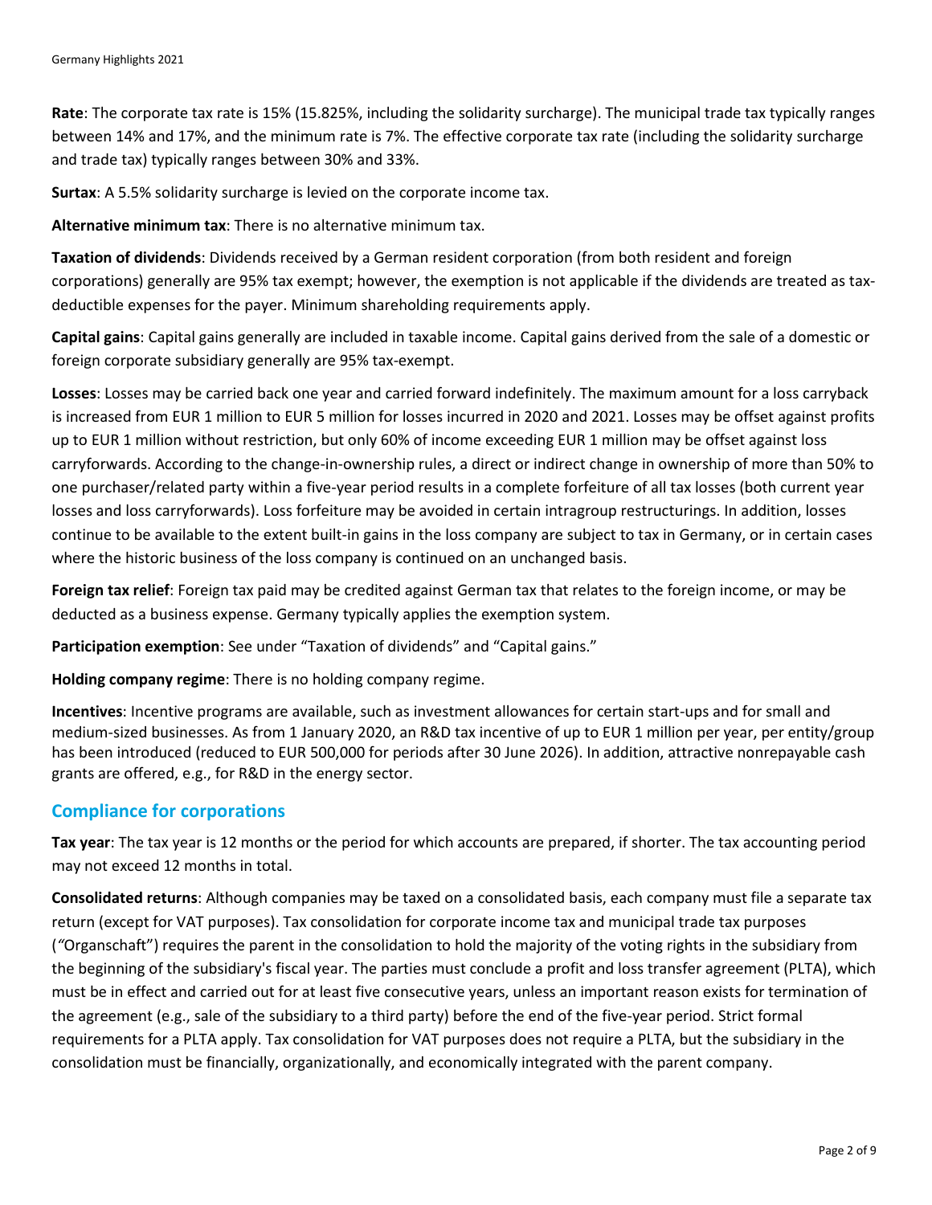**Rate**: The corporate tax rate is 15% (15.825%, including the solidarity surcharge). The municipal trade tax typically ranges between 14% and 17%, and the minimum rate is 7%. The effective corporate tax rate (including the solidarity surcharge and trade tax) typically ranges between 30% and 33%.

**Surtax**: A 5.5% solidarity surcharge is levied on the corporate income tax.

**Alternative minimum tax**: There is no alternative minimum tax.

**Taxation of dividends**: Dividends received by a German resident corporation (from both resident and foreign corporations) generally are 95% tax exempt; however, the exemption is not applicable if the dividends are treated as tax-deductible expenses for the payer. Minimum shareholding requirements apply.

**Capital gains**: Capital gains generally are included in taxable income. Capital gains derived from the sale of a domestic or foreign corporate subsidiary generally are 95% tax-exempt.

**Losses**: Losses may be carried back one year and carried forward indefinitely. The maximum amount for a loss carryback is increased from EUR 1 million to EUR 5 million for losses incurred in 2020 and 2021. Losses may be offset against profits up to EUR 1 million without restriction, but only 60% of income exceeding EUR 1 million may be offset against loss carryforwards. According to the change-in-ownership rules, a direct or indirect change in ownership of more than 50% to one purchaser/related party within a five-year period results in a complete forfeiture of all tax losses (both current year losses and loss carryforwards). Loss forfeiture may be avoided in certain intragroup restructurings. In addition, losses continue to be available to the extent built-in gains in the loss company are subject to tax in Germany, or in certain cases where the historic business of the loss company is continued on an unchanged basis.

**Foreign tax relief**: Foreign tax paid may be credited against German tax that relates to the foreign income, or may be deducted as a business expense. Germany typically applies the exemption system.

**Participation exemption**: See under "Taxation of dividends" and "Capital gains."

**Holding company regime**: There is no holding company regime.

**Incentives**: Incentive programs are available, such as investment allowances for certain start-ups and for small and medium-sized businesses. As from 1 January 2020, an R&D tax incentive of up to EUR 1 million per year, per entity/group has been introduced (reduced to EUR 500,000 for periods after 30 June 2026). In addition, attractive nonrepayable cash grants are offered, e.g., for R&D in the energy sector.

## Compliance for corporations

**Tax year**: The tax year is 12 months or the period for which accounts are prepared, if shorter. The tax accounting period may not exceed 12 months in total.

**Consolidated returns**: Although companies may be taxed on a consolidated basis, each company must file a separate tax return (except for VAT purposes). Tax consolidation for corporate income tax and municipal trade tax purposes ("Organschaft") requires the parent in the consolidation to hold the majority of the voting rights in the subsidiary from the beginning of the subsidiary's fiscal year. The parties must conclude a profit and loss transfer agreement (PLTA), which must be in effect and carried out for at least five consecutive years, unless an important reason exists for termination of the agreement (e.g., sale of the subsidiary to a third party) before the end of the five-year period. Strict formal requirements for a PLTA apply. Tax consolidation for VAT purposes does not require a PLTA, but the subsidiary in the consolidation must be financially, organizationally, and economically integrated with the parent company.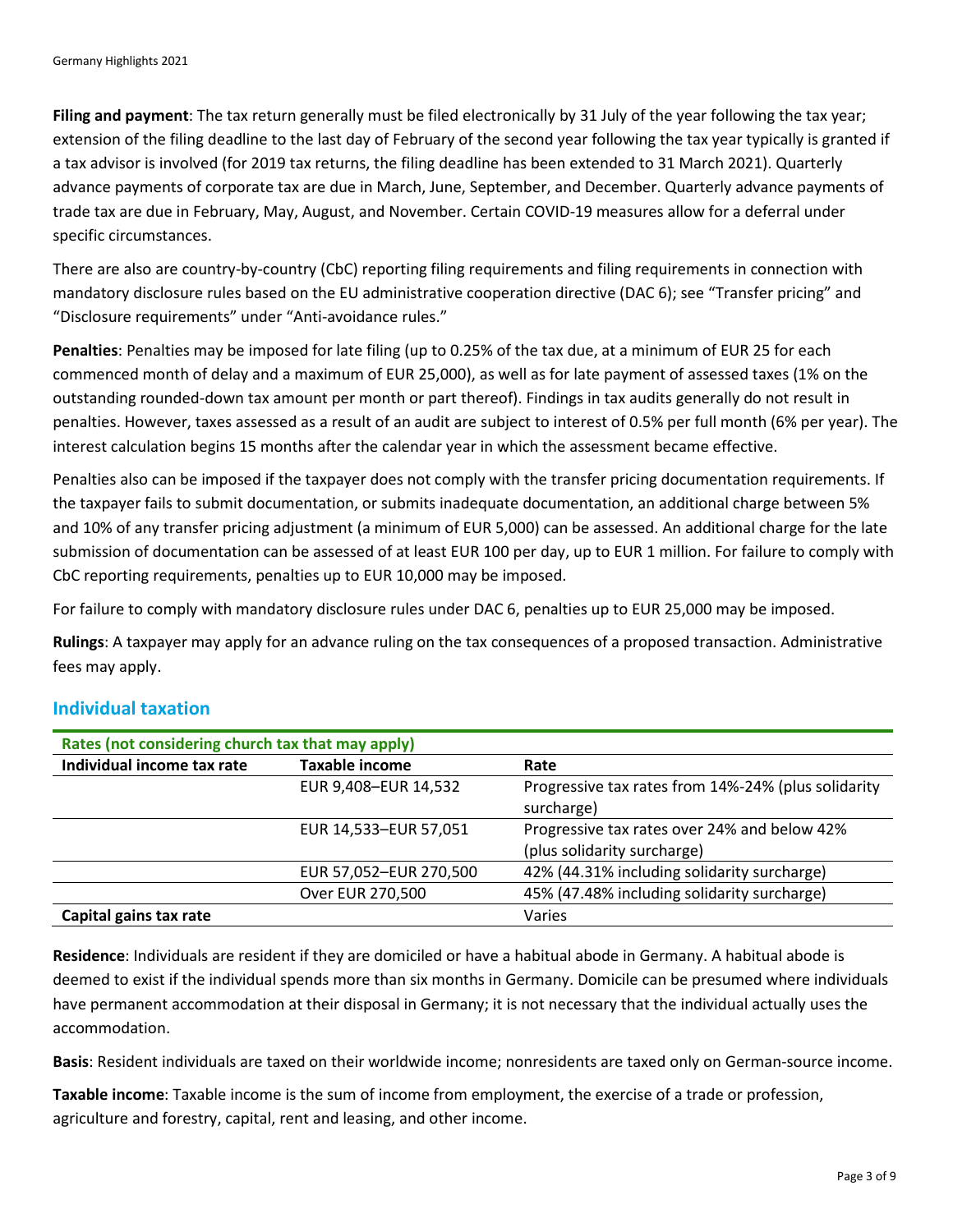**Filing and payment**: The tax return generally must be filed electronically by 31 July of the year following the tax year; extension of the filing deadline to the last day of February of the second year following the tax year typically is granted if a tax advisor is involved (for 2019 tax returns, the filing deadline has been extended to 31 March 2021). Quarterly advance payments of corporate tax are due in March, June, September, and December. Quarterly advance payments of trade tax are due in February, May, August, and November. Certain COVID-19 measures allow for a deferral under specific circumstances.

There are also are country-by-country (CbC) reporting filing requirements and filing requirements in connection with mandatory disclosure rules based on the EU administrative cooperation directive (DAC 6); see "Transfer pricing" and "Disclosure requirements" under "Anti-avoidance rules."

**Penalties**: Penalties may be imposed for late filing (up to 0.25% of the tax due, at a minimum of EUR 25 for each commenced month of delay and a maximum of EUR 25,000), as well as for late payment of assessed taxes (1% on the outstanding rounded-down tax amount per month or part thereof). Findings in tax audits generally do not result in penalties. However, taxes assessed as a result of an audit are subject to interest of 0.5% per full month (6% per year). The interest calculation begins 15 months after the calendar year in which the assessment became effective.

Penalties also can be imposed if the taxpayer does not comply with the transfer pricing documentation requirements. If the taxpayer fails to submit documentation, or submits inadequate documentation, an additional charge between 5% and 10% of any transfer pricing adjustment (a minimum of EUR 5,000) can be assessed. An additional charge for the late submission of documentation can be assessed of at least EUR 100 per day, up to EUR 1 million. For failure to comply with CbC reporting requirements, penalties up to EUR 10,000 may be imposed.

For failure to comply with mandatory disclosure rules under DAC 6, penalties up to EUR 25,000 may be imposed.

**Rulings**: A taxpayer may apply for an advance ruling on the tax consequences of a proposed transaction. Administrative fees may apply.

## Individual taxation

| Rates (not considering church tax that may apply) | | |
|---|---|---|
| **Individual income tax rate** | **Taxable income** | **Rate** |
| | EUR 9,408–EUR 14,532 | Progressive tax rates from 14%-24% (plus solidarity surcharge) |
| | EUR 14,533–EUR 57,051 | Progressive tax rates over 24% and below 42% (plus solidarity surcharge) |
| | EUR 57,052–EUR 270,500 | 42% (44.31% including solidarity surcharge) |
| | Over EUR 270,500 | 45% (47.48% including solidarity surcharge) |
| **Capital gains tax rate** | | Varies |

**Residence**: Individuals are resident if they are domiciled or have a habitual abode in Germany. A habitual abode is deemed to exist if the individual spends more than six months in Germany. Domicile can be presumed where individuals have permanent accommodation at their disposal in Germany; it is not necessary that the individual actually uses the accommodation.

**Basis**: Resident individuals are taxed on their worldwide income; nonresidents are taxed only on German-source income.

**Taxable income**: Taxable income is the sum of income from employment, the exercise of a trade or profession, agriculture and forestry, capital, rent and leasing, and other income.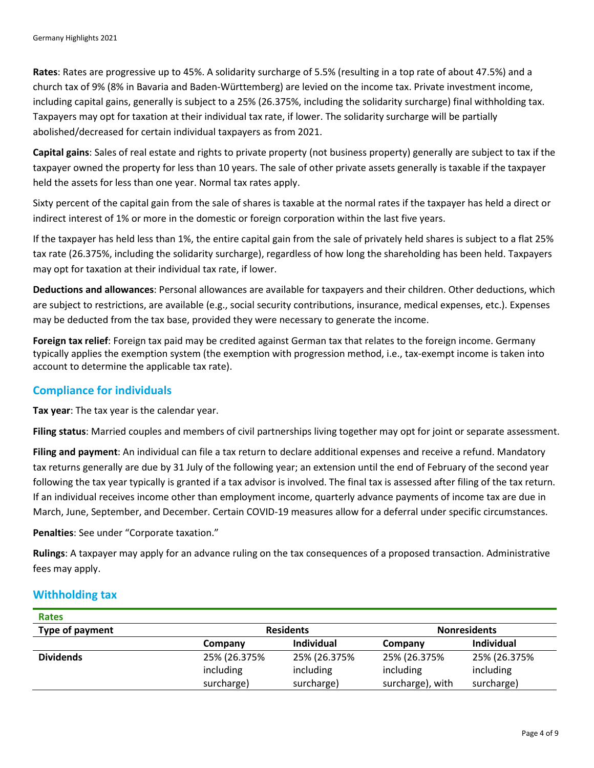**Rates**: Rates are progressive up to 45%. A solidarity surcharge of 5.5% (resulting in a top rate of about 47.5%) and a church tax of 9% (8% in Bavaria and Baden-Württemberg) are levied on the income tax. Private investment income, including capital gains, generally is subject to a 25% (26.375%, including the solidarity surcharge) final withholding tax. Taxpayers may opt for taxation at their individual tax rate, if lower. The solidarity surcharge will be partially abolished/decreased for certain individual taxpayers as from 2021.

**Capital gains**: Sales of real estate and rights to private property (not business property) generally are subject to tax if the taxpayer owned the property for less than 10 years. The sale of other private assets generally is taxable if the taxpayer held the assets for less than one year. Normal tax rates apply.

Sixty percent of the capital gain from the sale of shares is taxable at the normal rates if the taxpayer has held a direct or indirect interest of 1% or more in the domestic or foreign corporation within the last five years.

If the taxpayer has held less than 1%, the entire capital gain from the sale of privately held shares is subject to a flat 25% tax rate (26.375%, including the solidarity surcharge), regardless of how long the shareholding has been held. Taxpayers may opt for taxation at their individual tax rate, if lower.

**Deductions and allowances**: Personal allowances are available for taxpayers and their children. Other deductions, which are subject to restrictions, are available (e.g., social security contributions, insurance, medical expenses, etc.). Expenses may be deducted from the tax base, provided they were necessary to generate the income.

**Foreign tax relief**: Foreign tax paid may be credited against German tax that relates to the foreign income. Germany typically applies the exemption system (the exemption with progression method, i.e., tax-exempt income is taken into account to determine the applicable tax rate).

## Compliance for individuals

**Tax year**: The tax year is the calendar year.

**Filing status**: Married couples and members of civil partnerships living together may opt for joint or separate assessment.

**Filing and payment**: An individual can file a tax return to declare additional expenses and receive a refund. Mandatory tax returns generally are due by 31 July of the following year; an extension until the end of February of the second year following the tax year typically is granted if a tax advisor is involved. The final tax is assessed after filing of the tax return. If an individual receives income other than employment income, quarterly advance payments of income tax are due in March, June, September, and December. Certain COVID-19 measures allow for a deferral under specific circumstances.

**Penalties**: See under "Corporate taxation."

**Rulings**: A taxpayer may apply for an advance ruling on the tax consequences of a proposed transaction. Administrative fees may apply.

## Withholding tax

**Rates**

| Type of payment | Residents | | Nonresidents | |
|---|---|---|---|---|
| | Company | Individual | Company | Individual |
| **Dividends** | 25% (26.375% including surcharge) | 25% (26.375% including surcharge) | 25% (26.375% including surcharge), with | 25% (26.375% including surcharge) |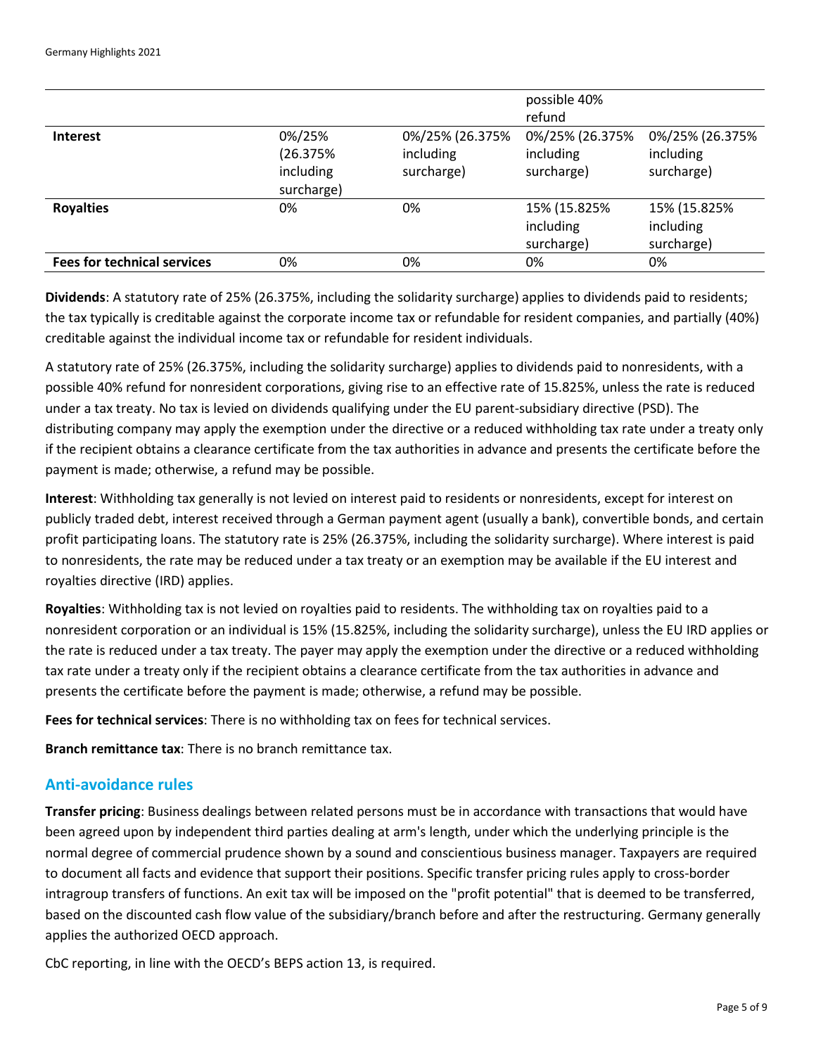| | | | | |
|---|---|---|---|---|
| | | | possible 40% refund | |
| **Interest** | 0%/25% (26.375% including surcharge) | 0%/25% (26.375% including surcharge) | 0%/25% (26.375% including surcharge) | 0%/25% (26.375% including surcharge) |
| **Royalties** | 0% | 0% | 15% (15.825% including surcharge) | 15% (15.825% including surcharge) |
| **Fees for technical services** | 0% | 0% | 0% | 0% |

**Dividends**: A statutory rate of 25% (26.375%, including the solidarity surcharge) applies to dividends paid to residents; the tax typically is creditable against the corporate income tax or refundable for resident companies, and partially (40%) creditable against the individual income tax or refundable for resident individuals.

A statutory rate of 25% (26.375%, including the solidarity surcharge) applies to dividends paid to nonresidents, with a possible 40% refund for nonresident corporations, giving rise to an effective rate of 15.825%, unless the rate is reduced under a tax treaty. No tax is levied on dividends qualifying under the EU parent-subsidiary directive (PSD). The distributing company may apply the exemption under the directive or a reduced withholding tax rate under a treaty only if the recipient obtains a clearance certificate from the tax authorities in advance and presents the certificate before the payment is made; otherwise, a refund may be possible.

**Interest**: Withholding tax generally is not levied on interest paid to residents or nonresidents, except for interest on publicly traded debt, interest received through a German payment agent (usually a bank), convertible bonds, and certain profit participating loans. The statutory rate is 25% (26.375%, including the solidarity surcharge). Where interest is paid to nonresidents, the rate may be reduced under a tax treaty or an exemption may be available if the EU interest and royalties directive (IRD) applies.

**Royalties**: Withholding tax is not levied on royalties paid to residents. The withholding tax on royalties paid to a nonresident corporation or an individual is 15% (15.825%, including the solidarity surcharge), unless the EU IRD applies or the rate is reduced under a tax treaty. The payer may apply the exemption under the directive or a reduced withholding tax rate under a treaty only if the recipient obtains a clearance certificate from the tax authorities in advance and presents the certificate before the payment is made; otherwise, a refund may be possible.

**Fees for technical services**: There is no withholding tax on fees for technical services.

**Branch remittance tax**: There is no branch remittance tax.

## Anti-avoidance rules

**Transfer pricing**: Business dealings between related persons must be in accordance with transactions that would have been agreed upon by independent third parties dealing at arm's length, under which the underlying principle is the normal degree of commercial prudence shown by a sound and conscientious business manager. Taxpayers are required to document all facts and evidence that support their positions. Specific transfer pricing rules apply to cross-border intragroup transfers of functions. An exit tax will be imposed on the "profit potential" that is deemed to be transferred, based on the discounted cash flow value of the subsidiary/branch before and after the restructuring. Germany generally applies the authorized OECD approach.

CbC reporting, in line with the OECD's BEPS action 13, is required.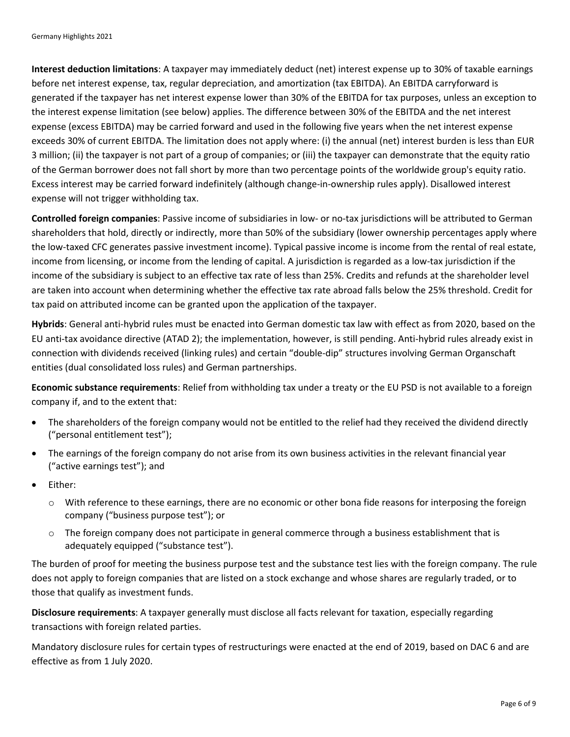**Interest deduction limitations**: A taxpayer may immediately deduct (net) interest expense up to 30% of taxable earnings before net interest expense, tax, regular depreciation, and amortization (tax EBITDA). An EBITDA carryforward is generated if the taxpayer has net interest expense lower than 30% of the EBITDA for tax purposes, unless an exception to the interest expense limitation (see below) applies. The difference between 30% of the EBITDA and the net interest expense (excess EBITDA) may be carried forward and used in the following five years when the net interest expense exceeds 30% of current EBITDA. The limitation does not apply where: (i) the annual (net) interest burden is less than EUR 3 million; (ii) the taxpayer is not part of a group of companies; or (iii) the taxpayer can demonstrate that the equity ratio of the German borrower does not fall short by more than two percentage points of the worldwide group's equity ratio. Excess interest may be carried forward indefinitely (although change-in-ownership rules apply). Disallowed interest expense will not trigger withholding tax.

**Controlled foreign companies**: Passive income of subsidiaries in low- or no-tax jurisdictions will be attributed to German shareholders that hold, directly or indirectly, more than 50% of the subsidiary (lower ownership percentages apply where the low-taxed CFC generates passive investment income). Typical passive income is income from the rental of real estate, income from licensing, or income from the lending of capital. A jurisdiction is regarded as a low-tax jurisdiction if the income of the subsidiary is subject to an effective tax rate of less than 25%. Credits and refunds at the shareholder level are taken into account when determining whether the effective tax rate abroad falls below the 25% threshold. Credit for tax paid on attributed income can be granted upon the application of the taxpayer.

**Hybrids**: General anti-hybrid rules must be enacted into German domestic tax law with effect as from 2020, based on the EU anti-tax avoidance directive (ATAD 2); the implementation, however, is still pending. Anti-hybrid rules already exist in connection with dividends received (linking rules) and certain "double-dip" structures involving German Organschaft entities (dual consolidated loss rules) and German partnerships.

**Economic substance requirements**: Relief from withholding tax under a treaty or the EU PSD is not available to a foreign company if, and to the extent that:

- The shareholders of the foreign company would not be entitled to the relief had they received the dividend directly ("personal entitlement test");
- The earnings of the foreign company do not arise from its own business activities in the relevant financial year ("active earnings test"); and
- Either:
  - With reference to these earnings, there are no economic or other bona fide reasons for interposing the foreign company ("business purpose test"); or
  - The foreign company does not participate in general commerce through a business establishment that is adequately equipped ("substance test").

The burden of proof for meeting the business purpose test and the substance test lies with the foreign company. The rule does not apply to foreign companies that are listed on a stock exchange and whose shares are regularly traded, or to those that qualify as investment funds.

**Disclosure requirements**: A taxpayer generally must disclose all facts relevant for taxation, especially regarding transactions with foreign related parties.

Mandatory disclosure rules for certain types of restructurings were enacted at the end of 2019, based on DAC 6 and are effective as from 1 July 2020.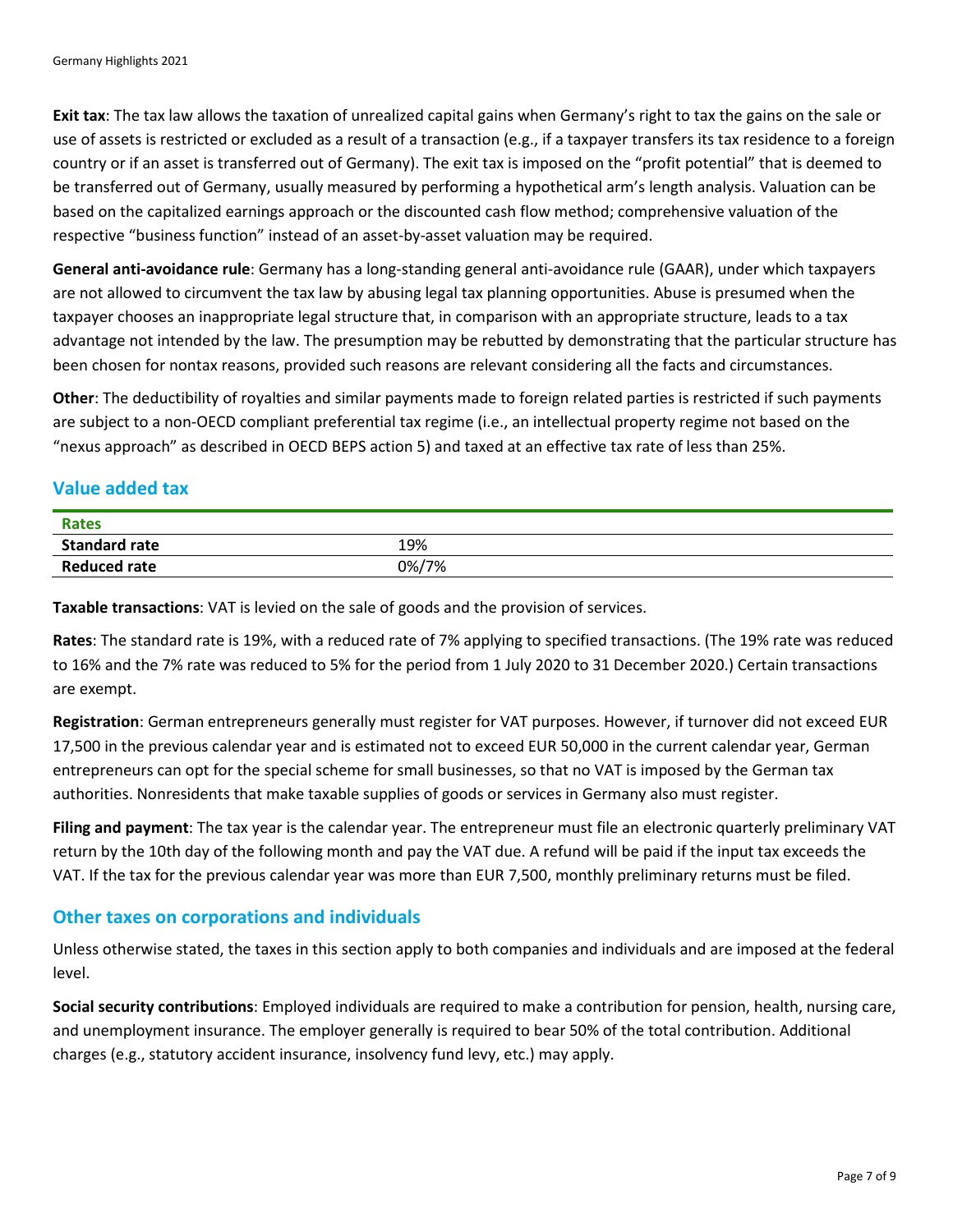**Exit tax**: The tax law allows the taxation of unrealized capital gains when Germany's right to tax the gains on the sale or use of assets is restricted or excluded as a result of a transaction (e.g., if a taxpayer transfers its tax residence to a foreign country or if an asset is transferred out of Germany). The exit tax is imposed on the "profit potential" that is deemed to be transferred out of Germany, usually measured by performing a hypothetical arm's length analysis. Valuation can be based on the capitalized earnings approach or the discounted cash flow method; comprehensive valuation of the respective "business function" instead of an asset-by-asset valuation may be required.

**General anti-avoidance rule**: Germany has a long-standing general anti-avoidance rule (GAAR), under which taxpayers are not allowed to circumvent the tax law by abusing legal tax planning opportunities. Abuse is presumed when the taxpayer chooses an inappropriate legal structure that, in comparison with an appropriate structure, leads to a tax advantage not intended by the law. The presumption may be rebutted by demonstrating that the particular structure has been chosen for nontax reasons, provided such reasons are relevant considering all the facts and circumstances.

**Other**: The deductibility of royalties and similar payments made to foreign related parties is restricted if such payments are subject to a non-OECD compliant preferential tax regime (i.e., an intellectual property regime not based on the "nexus approach" as described in OECD BEPS action 5) and taxed at an effective tax rate of less than 25%.

## Value added tax

| Rates | |
|---|---|
| **Standard rate** | 19% |
| **Reduced rate** | 0%/7% |

**Taxable transactions**: VAT is levied on the sale of goods and the provision of services.

**Rates**: The standard rate is 19%, with a reduced rate of 7% applying to specified transactions. (The 19% rate was reduced to 16% and the 7% rate was reduced to 5% for the period from 1 July 2020 to 31 December 2020.) Certain transactions are exempt.

**Registration**: German entrepreneurs generally must register for VAT purposes. However, if turnover did not exceed EUR 17,500 in the previous calendar year and is estimated not to exceed EUR 50,000 in the current calendar year, German entrepreneurs can opt for the special scheme for small businesses, so that no VAT is imposed by the German tax authorities. Nonresidents that make taxable supplies of goods or services in Germany also must register.

**Filing and payment**: The tax year is the calendar year. The entrepreneur must file an electronic quarterly preliminary VAT return by the 10th day of the following month and pay the VAT due. A refund will be paid if the input tax exceeds the VAT. If the tax for the previous calendar year was more than EUR 7,500, monthly preliminary returns must be filed.

## Other taxes on corporations and individuals

Unless otherwise stated, the taxes in this section apply to both companies and individuals and are imposed at the federal level.

**Social security contributions**: Employed individuals are required to make a contribution for pension, health, nursing care, and unemployment insurance. The employer generally is required to bear 50% of the total contribution. Additional charges (e.g., statutory accident insurance, insolvency fund levy, etc.) may apply.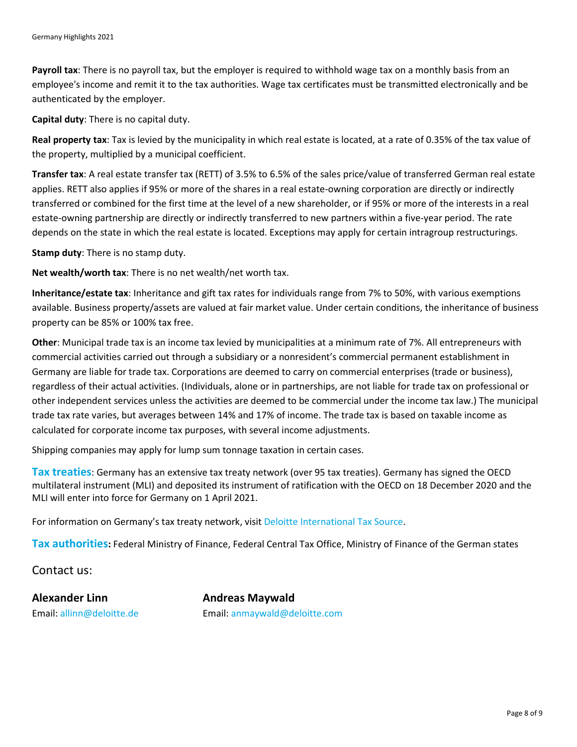**Payroll tax**: There is no payroll tax, but the employer is required to withhold wage tax on a monthly basis from an employee's income and remit it to the tax authorities. Wage tax certificates must be transmitted electronically and be authenticated by the employer.

**Capital duty**: There is no capital duty.

**Real property tax**: Tax is levied by the municipality in which real estate is located, at a rate of 0.35% of the tax value of the property, multiplied by a municipal coefficient.

**Transfer tax**: A real estate transfer tax (RETT) of 3.5% to 6.5% of the sales price/value of transferred German real estate applies. RETT also applies if 95% or more of the shares in a real estate-owning corporation are directly or indirectly transferred or combined for the first time at the level of a new shareholder, or if 95% or more of the interests in a real estate-owning partnership are directly or indirectly transferred to new partners within a five-year period. The rate depends on the state in which the real estate is located. Exceptions may apply for certain intragroup restructurings.

**Stamp duty**: There is no stamp duty.

**Net wealth/worth tax**: There is no net wealth/net worth tax.

**Inheritance/estate tax**: Inheritance and gift tax rates for individuals range from 7% to 50%, with various exemptions available. Business property/assets are valued at fair market value. Under certain conditions, the inheritance of business property can be 85% or 100% tax free.

**Other**: Municipal trade tax is an income tax levied by municipalities at a minimum rate of 7%. All entrepreneurs with commercial activities carried out through a subsidiary or a nonresident's commercial permanent establishment in Germany are liable for trade tax. Corporations are deemed to carry on commercial enterprises (trade or business), regardless of their actual activities. (Individuals, alone or in partnerships, are not liable for trade tax on professional or other independent services unless the activities are deemed to be commercial under the income tax law.) The municipal trade tax rate varies, but averages between 14% and 17% of income. The trade tax is based on taxable income as calculated for corporate income tax purposes, with several income adjustments.

Shipping companies may apply for lump sum tonnage taxation in certain cases.

**Tax treaties**: Germany has an extensive tax treaty network (over 95 tax treaties). Germany has signed the OECD multilateral instrument (MLI) and deposited its instrument of ratification with the OECD on 18 December 2020 and the MLI will enter into force for Germany on 1 April 2021.

For information on Germany's tax treaty network, visit Deloitte International Tax Source.

**Tax authorities:** Federal Ministry of Finance, Federal Central Tax Office, Ministry of Finance of the German states

## Contact us:

**Alexander Linn**
Email: allinn@deloitte.de

**Andreas Maywald**
Email: anmaywald@deloitte.com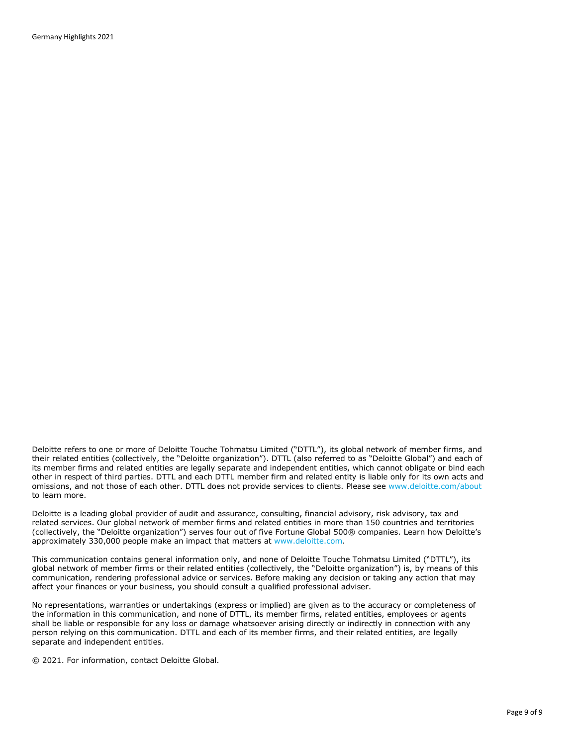Deloitte refers to one or more of Deloitte Touche Tohmatsu Limited ("DTTL"), its global network of member firms, and their related entities (collectively, the "Deloitte organization"). DTTL (also referred to as "Deloitte Global") and each of its member firms and related entities are legally separate and independent entities, which cannot obligate or bind each other in respect of third parties. DTTL and each DTTL member firm and related entity is liable only for its own acts and omissions, and not those of each other. DTTL does not provide services to clients. Please see www.deloitte.com/about to learn more.

Deloitte is a leading global provider of audit and assurance, consulting, financial advisory, risk advisory, tax and related services. Our global network of member firms and related entities in more than 150 countries and territories (collectively, the "Deloitte organization") serves four out of five Fortune Global 500® companies. Learn how Deloitte's approximately 330,000 people make an impact that matters at www.deloitte.com.

This communication contains general information only, and none of Deloitte Touche Tohmatsu Limited ("DTTL"), its global network of member firms or their related entities (collectively, the "Deloitte organization") is, by means of this communication, rendering professional advice or services. Before making any decision or taking any action that may affect your finances or your business, you should consult a qualified professional adviser.

No representations, warranties or undertakings (express or implied) are given as to the accuracy or completeness of the information in this communication, and none of DTTL, its member firms, related entities, employees or agents shall be liable or responsible for any loss or damage whatsoever arising directly or indirectly in connection with any person relying on this communication. DTTL and each of its member firms, and their related entities, are legally separate and independent entities.

© 2021. For information, contact Deloitte Global.